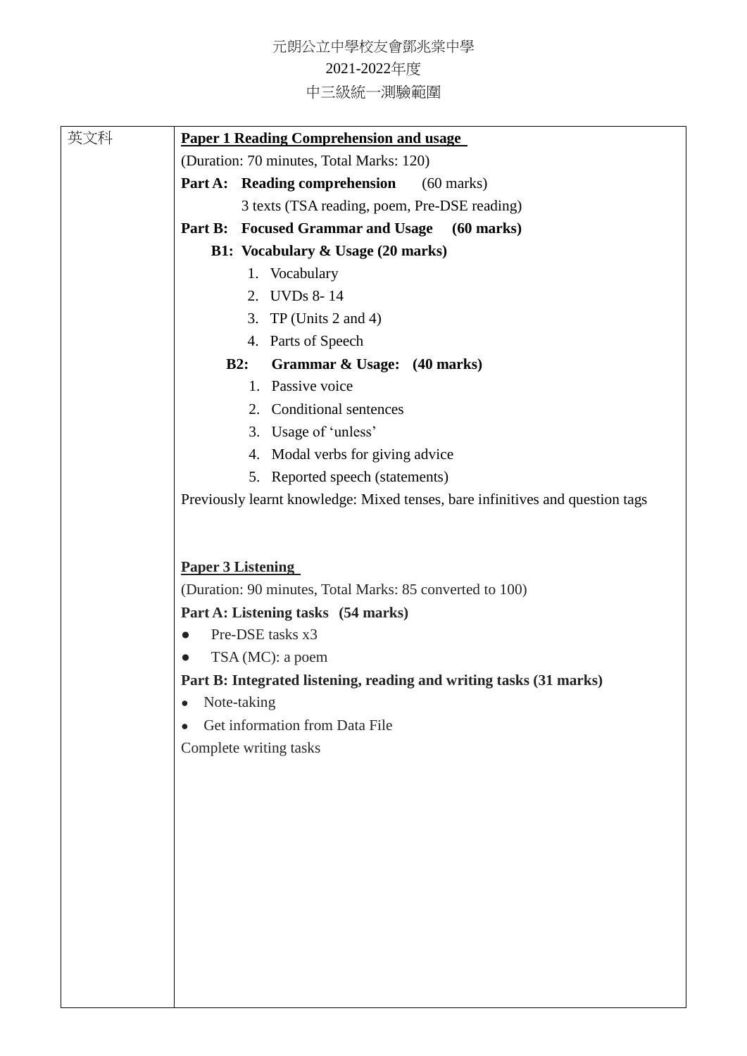元朗公立中學校友會鄧兆棠中學

2021-2022年度

中三級統一測驗範圍

| 英文科 | **<u>Paper 1 Reading Comprehension and usage</u>**<br>(Duration: 70 minutes, Total Marks: 120)<br>**Part A: Reading comprehension** (60 marks)<br>3 texts (TSA reading, poem, Pre-DSE reading)<br>**Part B: Focused Grammar and Usage (60 marks)**<br>**B1: Vocabulary & Usage (20 marks)**<br>1. Vocabulary<br>2. UVDs 8- 14<br>3. TP (Units 2 and 4)<br>4. Parts of Speech<br>**B2: Grammar & Usage: (40 marks)**<br>1. Passive voice<br>2. Conditional sentences<br>3. Usage of 'unless'<br>4. Modal verbs for giving advice<br>5. Reported speech (statements)<br>Previously learnt knowledge: Mixed tenses, bare infinitives and question tags<br><br>**<u>Paper 3 Listening</u>**<br>(Duration: 90 minutes, Total Marks: 85 converted to 100)<br>**Part A: Listening tasks (54 marks)**<br>● Pre-DSE tasks x3<br>● TSA (MC): a poem<br>**Part B: Integrated listening, reading and writing tasks (31 marks)**<br>• Note-taking<br>• Get information from Data File<br>Complete writing tasks |
|---|---|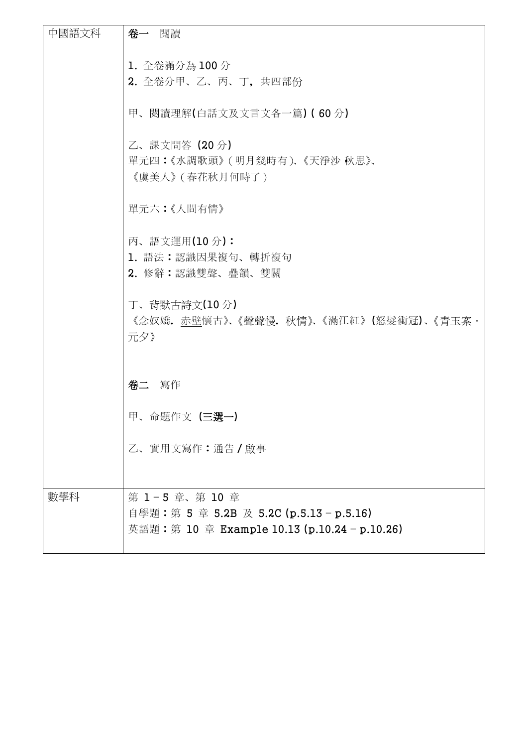| | |
|---|---|
| 中國語文科 | **卷一** 閱讀<br><br>1. 全卷滿分為 100 分<br>2. 全卷分甲、乙、丙、丁，共四部份<br><br>甲、閱讀理解(白話文及文言文各一篇) ( 60 分)<br><br>乙、課文問答 (20 分)<br>單元四：《水調歌頭》( 明月幾時有 )、《天淨沙 秋思》、<br>《虞美人》( 春花秋月何時了 )<br><br>單元六：《人間有情》<br><br>丙、語文運用(10 分)：<br>1. 語法：認識因果複句、轉折複句<br>2. 修辭：認識雙聲、疊韻、雙關<br><br>丁、背默古詩文(10 分)<br>《念奴嬌．赤壁懷古》、《聲聲慢．秋情》、《滿江紅》(怒髮衝冠)、《青玉案・元夕》<br><br><br>**卷二** 寫作<br><br>甲、命題作文 (**三選一**)<br><br>乙、實用文寫作：通告 / 啟事 |
| 數學科 | 第 1 – 5 章、第 10 章<br>自學題：第 5 章 5.2B 及 5.2C (p.5.13 – p.5.16)<br>英語題：第 10 章 Example 10.13 (p.10.24 – p.10.26) |